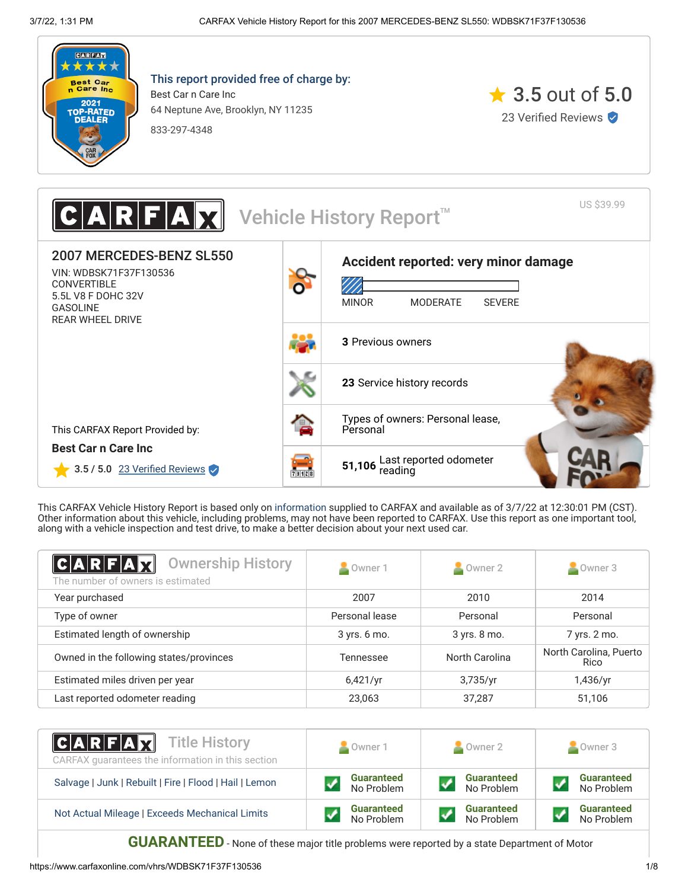This report provided free of charge by:

Best Car n Care Inc

64 Neptune Ave, Brooklyn, NY 11235

833-297-4348

3.5 out of 5.0

23 Verified Reviews

# CARFAX Vehicle History Report™

US $39.99

## 2007 MERCEDES-BENZ SL550

VIN: WDBSK71F37F130536
CONVERTIBLE
5.5L V8 F DOHC 32V
GASOLINE
REAR WHEEL DRIVE

This CARFAX Report Provided by:

**Best Car n Care Inc**

3.5 / 5.0 23 Verified Reviews

**Accident reported: very minor damage**

MINOR MODERATE SEVERE

**3** Previous owners

**23** Service history records

Types of owners: Personal lease, Personal

**51,106** Last reported odometer reading

This CARFAX Vehicle History Report is based only on information supplied to CARFAX and available as of 3/7/22 at 12:30:01 PM (CST). Other information about this vehicle, including problems, may not have been reported to CARFAX. Use this report as one important tool, along with a vehicle inspection and test drive, to make a better decision about your next used car.

## Ownership History

The number of owners is estimated

| | Owner 1 | Owner 2 | Owner 3 |
|---|---|---|---|
| Year purchased | 2007 | 2010 | 2014 |
| Type of owner | Personal lease | Personal | Personal |
| Estimated length of ownership | 3 yrs. 6 mo. | 3 yrs. 8 mo. | 7 yrs. 2 mo. |
| Owned in the following states/provinces | Tennessee | North Carolina | North Carolina, Puerto Rico |
| Estimated miles driven per year | 6,421/yr | 3,735/yr | 1,436/yr |
| Last reported odometer reading | 23,063 | 37,287 | 51,106 |

## Title History

CARFAX guarantees the information in this section

| | Owner 1 | Owner 2 | Owner 3 |
|---|---|---|---|
| Salvage \| Junk \| Rebuilt \| Fire \| Flood \| Hail \| Lemon | Guaranteed No Problem | Guaranteed No Problem | Guaranteed No Problem |
| Not Actual Mileage \| Exceeds Mechanical Limits | Guaranteed No Problem | Guaranteed No Problem | Guaranteed No Problem |

**GUARANTEED** - None of these major title problems were reported by a state Department of Motor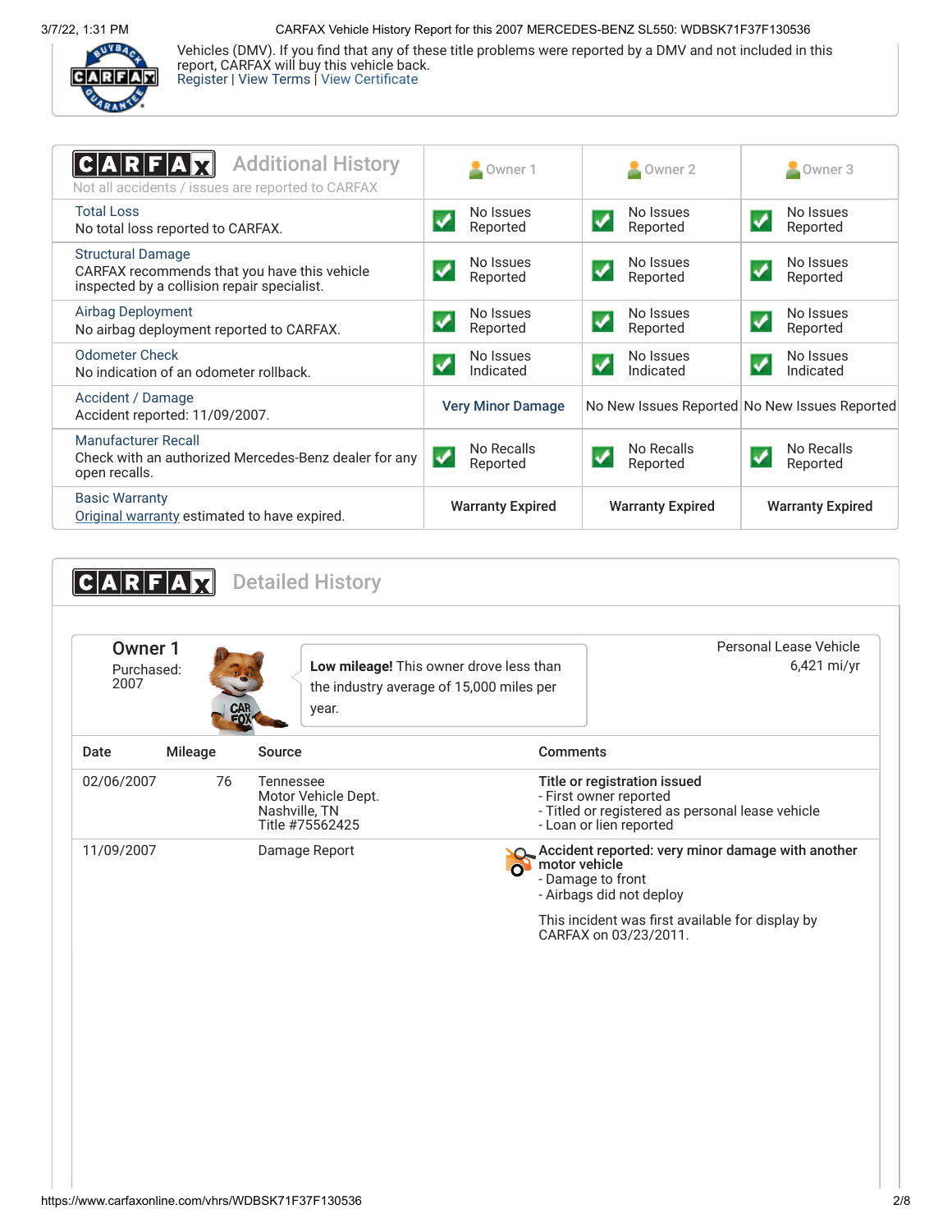Vehicles (DMV). If you find that any of these title problems were reported by a DMV and not included in this report, CARFAX will buy this vehicle back.
Register | View Terms | View Certificate

## CARFAX Additional History

Not all accidents / issues are reported to CARFAX

| | Owner 1 | Owner 2 | Owner 3 |
|---|---|---|---|
| **Total Loss**<br>No total loss reported to CARFAX. | No Issues Reported | No Issues Reported | No Issues Reported |
| **Structural Damage**<br>CARFAX recommends that you have this vehicle inspected by a collision repair specialist. | No Issues Reported | No Issues Reported | No Issues Reported |
| **Airbag Deployment**<br>No airbag deployment reported to CARFAX. | No Issues Reported | No Issues Reported | No Issues Reported |
| **Odometer Check**<br>No indication of an odometer rollback. | No Issues Indicated | No Issues Indicated | No Issues Indicated |
| **Accident / Damage**<br>Accident reported: 11/09/2007. | Very Minor Damage | No New Issues Reported | No New Issues Reported |
| **Manufacturer Recall**<br>Check with an authorized Mercedes-Benz dealer for any open recalls. | No Recalls Reported | No Recalls Reported | No Recalls Reported |
| **Basic Warranty**<br>Original warranty estimated to have expired. | Warranty Expired | Warranty Expired | Warranty Expired |

## CARFAX Detailed History

### Owner 1

Purchased: 2007

**Low mileage!** This owner drove less than the industry average of 15,000 miles per year.

Personal Lease Vehicle
6,421 mi/yr

| Date | Mileage | Source | Comments |
|---|---|---|---|
| 02/06/2007 | 76 | Tennessee<br>Motor Vehicle Dept.<br>Nashville, TN<br>Title #75562425 | **Title or registration issued**<br>- First owner reported<br>- Titled or registered as personal lease vehicle<br>- Loan or lien reported |
| 11/09/2007 | | Damage Report | **Accident reported: very minor damage with another motor vehicle**<br>- Damage to front<br>- Airbags did not deploy<br><br>This incident was first available for display by CARFAX on 03/23/2011. |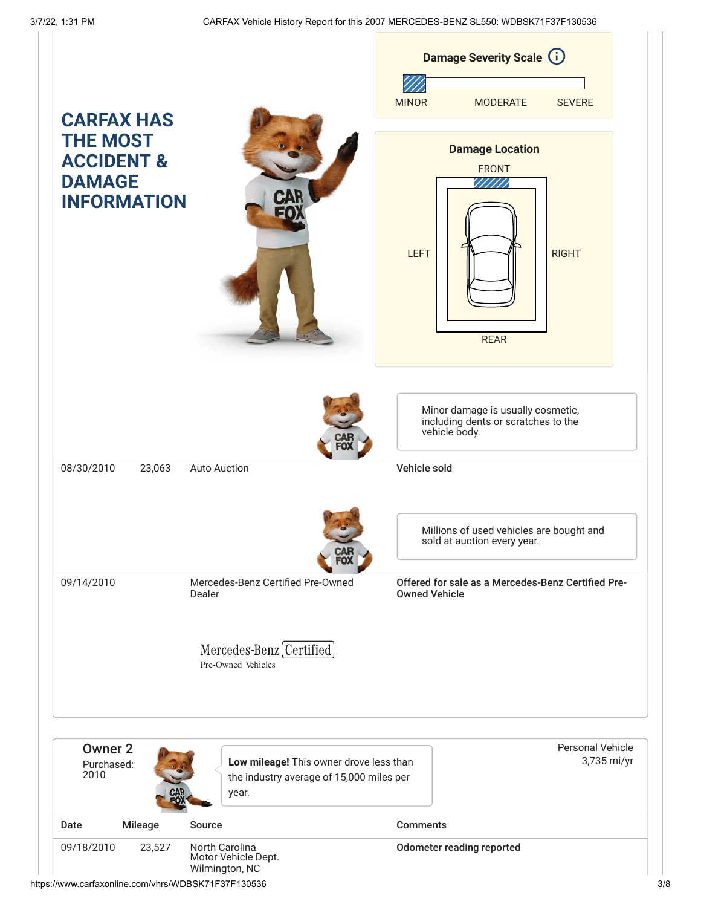## CARFAX HAS THE MOST ACCIDENT & DAMAGE INFORMATION

**Damage Severity Scale**

MINOR MODERATE SEVERE

**Damage Location**

FRONT

LEFT RIGHT

REAR

Minor damage is usually cosmetic, including dents or scratches to the vehicle body.

| | | | |
|---|---|---|---|
| 08/30/2010 | 23,063 | Auto Auction | **Vehicle sold** |

Millions of used vehicles are bought and sold at auction every year.

| | | | |
|---|---|---|---|
| 09/14/2010 | | Mercedes-Benz Certified Pre-Owned Dealer | **Offered for sale as a Mercedes-Benz Certified Pre-Owned Vehicle** |

Mercedes-Benz Certified
Pre-Owned Vehicles

## Owner 2

Purchased: 2010

**Low mileage!** This owner drove less than the industry average of 15,000 miles per year.

Personal Vehicle
3,735 mi/yr

| Date | Mileage | Source | Comments |
|---|---|---|---|
| 09/18/2010 | 23,527 | North Carolina Motor Vehicle Dept. Wilmington, NC | **Odometer reading reported** |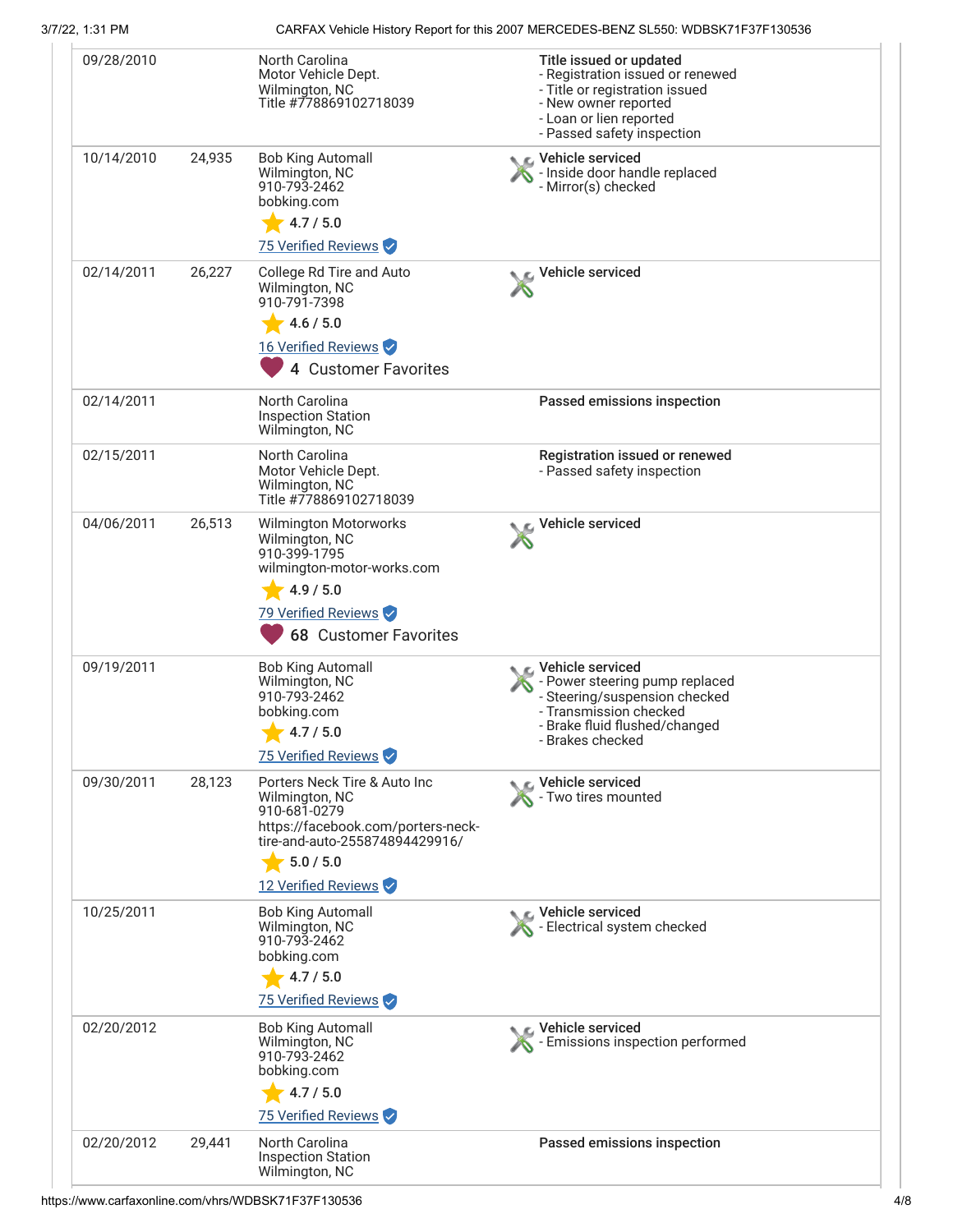| Date | Mileage | Source | Comments |
|---|---|---|---|
| 09/28/2010 | | North Carolina<br>Motor Vehicle Dept.<br>Wilmington, NC<br>Title #778869102718039 | **Title issued or updated**<br>- Registration issued or renewed<br>- Title or registration issued<br>- New owner reported<br>- Loan or lien reported<br>- Passed safety inspection |
| 10/14/2010 | 24,935 | Bob King Automall<br>Wilmington, NC<br>910-793-2462<br>bobking.com<br>4.7 / 5.0<br>75 Verified Reviews | **Vehicle serviced**<br>- Inside door handle replaced<br>- Mirror(s) checked |
| 02/14/2011 | 26,227 | College Rd Tire and Auto<br>Wilmington, NC<br>910-791-7398<br>4.6 / 5.0<br>16 Verified Reviews<br>4 Customer Favorites | **Vehicle serviced** |
| 02/14/2011 | | North Carolina<br>Inspection Station<br>Wilmington, NC | **Passed emissions inspection** |
| 02/15/2011 | | North Carolina<br>Motor Vehicle Dept.<br>Wilmington, NC<br>Title #778869102718039 | **Registration issued or renewed**<br>- Passed safety inspection |
| 04/06/2011 | 26,513 | Wilmington Motorworks<br>Wilmington, NC<br>910-399-1795<br>wilmington-motor-works.com<br>4.9 / 5.0<br>79 Verified Reviews<br>68 Customer Favorites | **Vehicle serviced** |
| 09/19/2011 | | Bob King Automall<br>Wilmington, NC<br>910-793-2462<br>bobking.com<br>4.7 / 5.0<br>75 Verified Reviews | **Vehicle serviced**<br>- Power steering pump replaced<br>- Steering/suspension checked<br>- Transmission checked<br>- Brake fluid flushed/changed<br>- Brakes checked |
| 09/30/2011 | 28,123 | Porters Neck Tire & Auto Inc<br>Wilmington, NC<br>910-681-0279<br>https://facebook.com/porters-neck-tire-and-auto-255874894429916/<br>5.0 / 5.0<br>12 Verified Reviews | **Vehicle serviced**<br>- Two tires mounted |
| 10/25/2011 | | Bob King Automall<br>Wilmington, NC<br>910-793-2462<br>bobking.com<br>4.7 / 5.0<br>75 Verified Reviews | **Vehicle serviced**<br>- Electrical system checked |
| 02/20/2012 | | Bob King Automall<br>Wilmington, NC<br>910-793-2462<br>bobking.com<br>4.7 / 5.0<br>75 Verified Reviews | **Vehicle serviced**<br>- Emissions inspection performed |
| 02/20/2012 | 29,441 | North Carolina<br>Inspection Station<br>Wilmington, NC | **Passed emissions inspection** |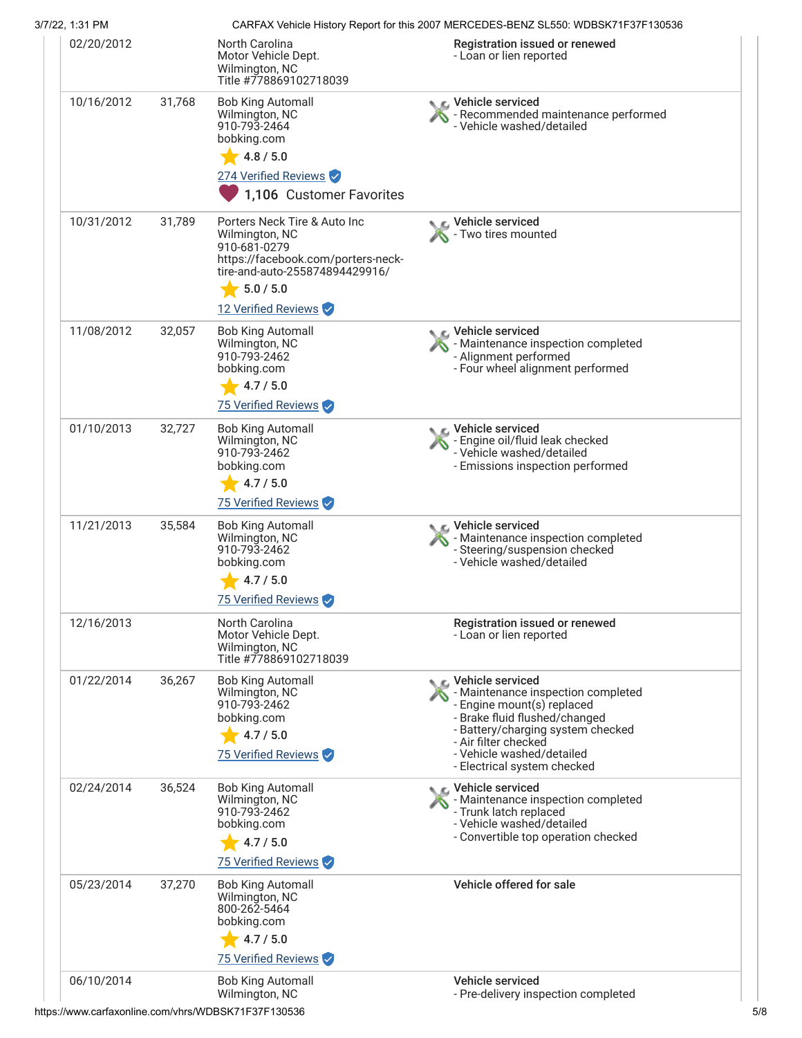| Date | Mileage | Source | Comments |
|---|---|---|---|
| 02/20/2012 | | North Carolina<br>Motor Vehicle Dept.<br>Wilmington, NC<br>Title #778869102718039 | **Registration issued or renewed**<br>- Loan or lien reported |
| 10/16/2012 | 31,768 | Bob King Automall<br>Wilmington, NC<br>910-793-2464<br>bobking.com<br>4.8 / 5.0<br>274 Verified Reviews<br>1,106 Customer Favorites | **Vehicle serviced**<br>- Recommended maintenance performed<br>- Vehicle washed/detailed |
| 10/31/2012 | 31,789 | Porters Neck Tire & Auto Inc<br>Wilmington, NC<br>910-681-0279<br>https://facebook.com/porters-neck-tire-and-auto-255874894429916/<br>5.0 / 5.0<br>12 Verified Reviews | **Vehicle serviced**<br>- Two tires mounted |
| 11/08/2012 | 32,057 | Bob King Automall<br>Wilmington, NC<br>910-793-2462<br>bobking.com<br>4.7 / 5.0<br>75 Verified Reviews | **Vehicle serviced**<br>- Maintenance inspection completed<br>- Alignment performed<br>- Four wheel alignment performed |
| 01/10/2013 | 32,727 | Bob King Automall<br>Wilmington, NC<br>910-793-2462<br>bobking.com<br>4.7 / 5.0<br>75 Verified Reviews | **Vehicle serviced**<br>- Engine oil/fluid leak checked<br>- Vehicle washed/detailed<br>- Emissions inspection performed |
| 11/21/2013 | 35,584 | Bob King Automall<br>Wilmington, NC<br>910-793-2462<br>bobking.com<br>4.7 / 5.0<br>75 Verified Reviews | **Vehicle serviced**<br>- Maintenance inspection completed<br>- Steering/suspension checked<br>- Vehicle washed/detailed |
| 12/16/2013 | | North Carolina<br>Motor Vehicle Dept.<br>Wilmington, NC<br>Title #778869102718039 | **Registration issued or renewed**<br>- Loan or lien reported |
| 01/22/2014 | 36,267 | Bob King Automall<br>Wilmington, NC<br>910-793-2462<br>bobking.com<br>4.7 / 5.0<br>75 Verified Reviews | **Vehicle serviced**<br>- Maintenance inspection completed<br>- Engine mount(s) replaced<br>- Brake fluid flushed/changed<br>- Battery/charging system checked<br>- Air filter checked<br>- Vehicle washed/detailed<br>- Electrical system checked |
| 02/24/2014 | 36,524 | Bob King Automall<br>Wilmington, NC<br>910-793-2462<br>bobking.com<br>4.7 / 5.0<br>75 Verified Reviews | **Vehicle serviced**<br>- Maintenance inspection completed<br>- Trunk latch replaced<br>- Vehicle washed/detailed<br>- Convertible top operation checked |
| 05/23/2014 | 37,270 | Bob King Automall<br>Wilmington, NC<br>800-262-5464<br>bobking.com<br>4.7 / 5.0<br>75 Verified Reviews | **Vehicle offered for sale** |
| 06/10/2014 | | Bob King Automall<br>Wilmington, NC | **Vehicle serviced**<br>- Pre-delivery inspection completed |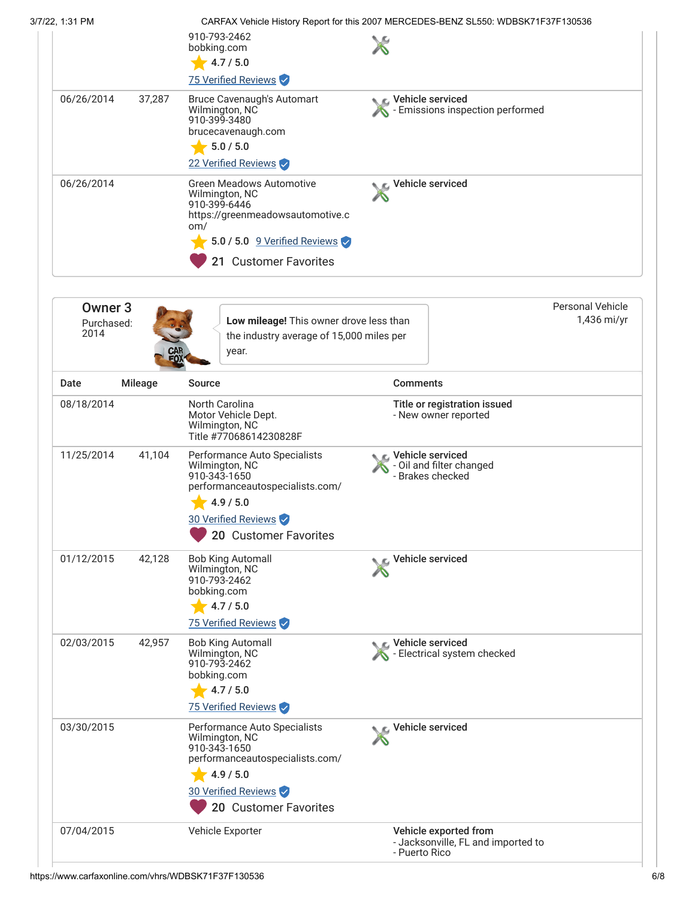| | | 910-793-2462<br>bobking.com<br>4.7 / 5.0<br>75 Verified Reviews | |
|---|---|---|---|
| 06/26/2014 | 37,287 | Bruce Cavenaugh's Automart<br>Wilmington, NC<br>910-399-3480<br>brucecavenaugh.com<br>5.0 / 5.0<br>22 Verified Reviews | **Vehicle serviced**<br>- Emissions inspection performed |
| 06/26/2014 | | Green Meadows Automotive<br>Wilmington, NC<br>910-399-6446<br>https://greenmeadowsautomotive.com/<br>5.0 / 5.0 9 Verified Reviews<br>21 Customer Favorites | **Vehicle serviced** |

## Owner 3

Purchased: 2014

**Low mileage!** This owner drove less than the industry average of 15,000 miles per year.

Personal Vehicle
1,436 mi/yr

| Date | Mileage | Source | Comments |
|---|---|---|---|
| 08/18/2014 | | North Carolina<br>Motor Vehicle Dept.<br>Wilmington, NC<br>Title #77068614230828F | **Title or registration issued**<br>- New owner reported |
| 11/25/2014 | 41,104 | Performance Auto Specialists<br>Wilmington, NC<br>910-343-1650<br>performanceautospecialists.com/<br>4.9 / 5.0<br>30 Verified Reviews<br>20 Customer Favorites | **Vehicle serviced**<br>- Oil and filter changed<br>- Brakes checked |
| 01/12/2015 | 42,128 | Bob King Automall<br>Wilmington, NC<br>910-793-2462<br>bobking.com<br>4.7 / 5.0<br>75 Verified Reviews | **Vehicle serviced** |
| 02/03/2015 | 42,957 | Bob King Automall<br>Wilmington, NC<br>910-793-2462<br>bobking.com<br>4.7 / 5.0<br>75 Verified Reviews | **Vehicle serviced**<br>- Electrical system checked |
| 03/30/2015 | | Performance Auto Specialists<br>Wilmington, NC<br>910-343-1650<br>performanceautospecialists.com/<br>4.9 / 5.0<br>30 Verified Reviews<br>20 Customer Favorites | **Vehicle serviced** |
| 07/04/2015 | | Vehicle Exporter | **Vehicle exported from**<br>- Jacksonville, FL and imported to<br>- Puerto Rico |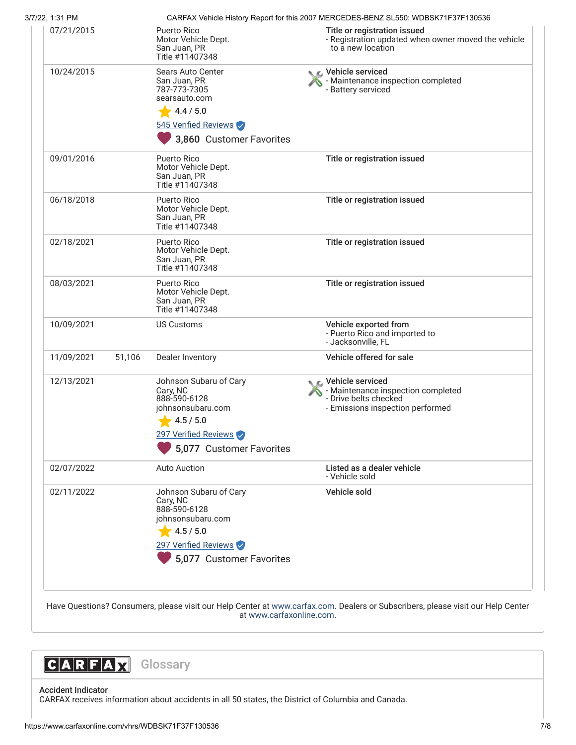| Date | Mileage | Source | Comments |
|---|---|---|---|
| 07/21/2015 | | Puerto Rico Motor Vehicle Dept. San Juan, PR Title #11407348 | **Title or registration issued** - Registration updated when owner moved the vehicle to a new location |
| 10/24/2015 | | Sears Auto Center San Juan, PR 787-773-7305 searsauto.com 4.4 / 5.0 545 Verified Reviews 3,860 Customer Favorites | **Vehicle serviced** - Maintenance inspection completed - Battery serviced |
| 09/01/2016 | | Puerto Rico Motor Vehicle Dept. San Juan, PR Title #11407348 | **Title or registration issued** |
| 06/18/2018 | | Puerto Rico Motor Vehicle Dept. San Juan, PR Title #11407348 | **Title or registration issued** |
| 02/18/2021 | | Puerto Rico Motor Vehicle Dept. San Juan, PR Title #11407348 | **Title or registration issued** |
| 08/03/2021 | | Puerto Rico Motor Vehicle Dept. San Juan, PR Title #11407348 | **Title or registration issued** |
| 10/09/2021 | | US Customs | **Vehicle exported from** - Puerto Rico and imported to - Jacksonville, FL |
| 11/09/2021 | 51,106 | Dealer Inventory | **Vehicle offered for sale** |
| 12/13/2021 | | Johnson Subaru of Cary Cary, NC 888-590-6128 johnsonsubaru.com 4.5 / 5.0 297 Verified Reviews 5,077 Customer Favorites | **Vehicle serviced** - Maintenance inspection completed - Drive belts checked - Emissions inspection performed |
| 02/07/2022 | | Auto Auction | **Listed as a dealer vehicle** - Vehicle sold |
| 02/11/2022 | | Johnson Subaru of Cary Cary, NC 888-590-6128 johnsonsubaru.com 4.5 / 5.0 297 Verified Reviews 5,077 Customer Favorites | **Vehicle sold** |

Have Questions? Consumers, please visit our Help Center at www.carfax.com. Dealers or Subscribers, please visit our Help Center at www.carfaxonline.com.

## CARFAX Glossary

**Accident Indicator**
CARFAX receives information about accidents in all 50 states, the District of Columbia and Canada.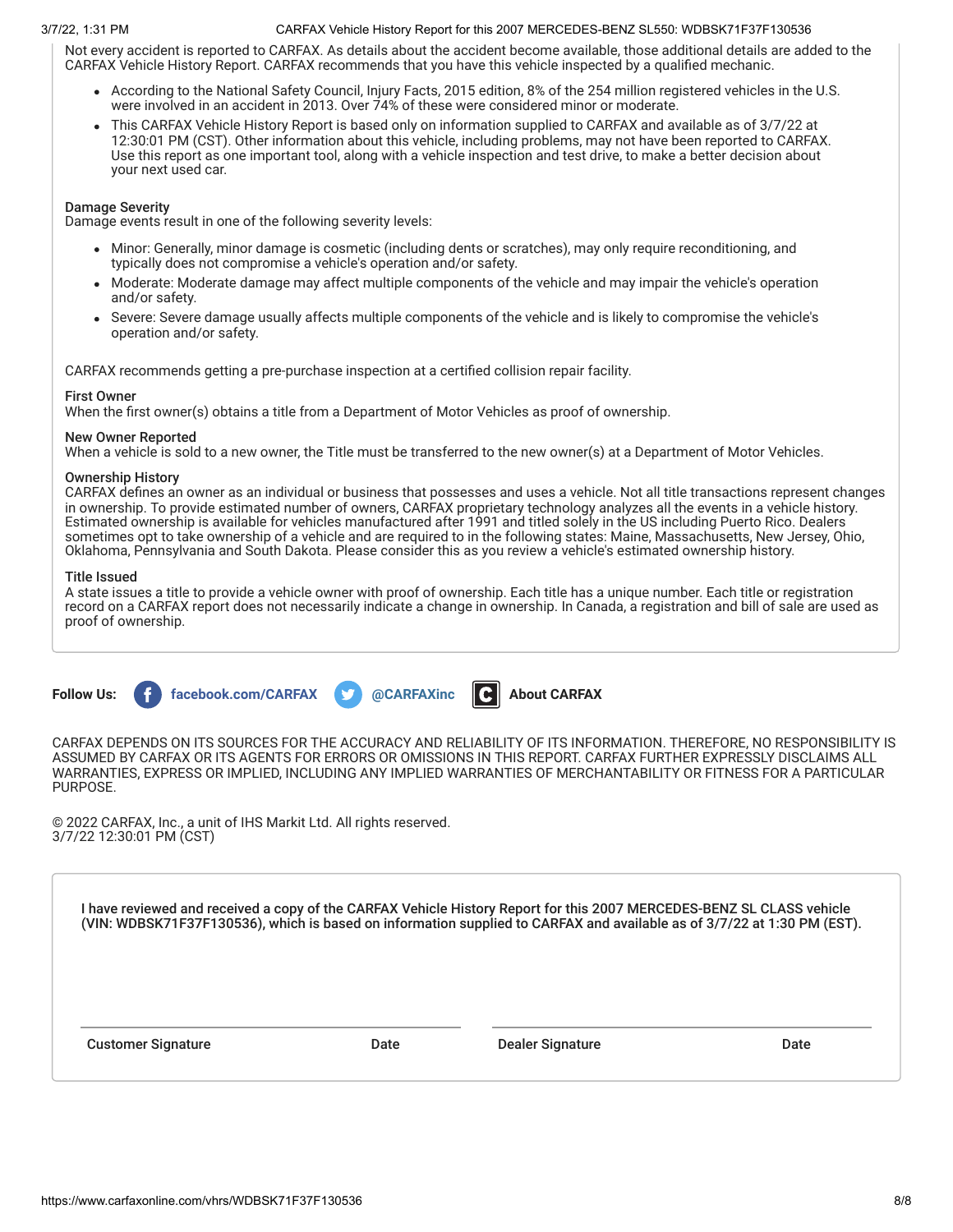Not every accident is reported to CARFAX. As details about the accident become available, those additional details are added to the CARFAX Vehicle History Report. CARFAX recommends that you have this vehicle inspected by a qualified mechanic.

- According to the National Safety Council, Injury Facts, 2015 edition, 8% of the 254 million registered vehicles in the U.S. were involved in an accident in 2013. Over 74% of these were considered minor or moderate.
- This CARFAX Vehicle History Report is based only on information supplied to CARFAX and available as of 3/7/22 at 12:30:01 PM (CST). Other information about this vehicle, including problems, may not have been reported to CARFAX. Use this report as one important tool, along with a vehicle inspection and test drive, to make a better decision about your next used car.

**Damage Severity**
Damage events result in one of the following severity levels:

- Minor: Generally, minor damage is cosmetic (including dents or scratches), may only require reconditioning, and typically does not compromise a vehicle's operation and/or safety.
- Moderate: Moderate damage may affect multiple components of the vehicle and may impair the vehicle's operation and/or safety.
- Severe: Severe damage usually affects multiple components of the vehicle and is likely to compromise the vehicle's operation and/or safety.

CARFAX recommends getting a pre-purchase inspection at a certified collision repair facility.

**First Owner**
When the first owner(s) obtains a title from a Department of Motor Vehicles as proof of ownership.

**New Owner Reported**
When a vehicle is sold to a new owner, the Title must be transferred to the new owner(s) at a Department of Motor Vehicles.

**Ownership History**
CARFAX defines an owner as an individual or business that possesses and uses a vehicle. Not all title transactions represent changes in ownership. To provide estimated number of owners, CARFAX proprietary technology analyzes all the events in a vehicle history. Estimated ownership is available for vehicles manufactured after 1991 and titled solely in the US including Puerto Rico. Dealers sometimes opt to take ownership of a vehicle and are required to in the following states: Maine, Massachusetts, New Jersey, Ohio, Oklahoma, Pennsylvania and South Dakota. Please consider this as you review a vehicle's estimated ownership history.

**Title Issued**
A state issues a title to provide a vehicle owner with proof of ownership. Each title has a unique number. Each title or registration record on a CARFAX report does not necessarily indicate a change in ownership. In Canada, a registration and bill of sale are used as proof of ownership.

**Follow Us:** facebook.com/CARFAX @CARFAXinc About CARFAX

CARFAX DEPENDS ON ITS SOURCES FOR THE ACCURACY AND RELIABILITY OF ITS INFORMATION. THEREFORE, NO RESPONSIBILITY IS ASSUMED BY CARFAX OR ITS AGENTS FOR ERRORS OR OMISSIONS IN THIS REPORT. CARFAX FURTHER EXPRESSLY DISCLAIMS ALL WARRANTIES, EXPRESS OR IMPLIED, INCLUDING ANY IMPLIED WARRANTIES OF MERCHANTABILITY OR FITNESS FOR A PARTICULAR PURPOSE.

© 2022 CARFAX, Inc., a unit of IHS Markit Ltd. All rights reserved.
3/7/22 12:30:01 PM (CST)

I have reviewed and received a copy of the CARFAX Vehicle History Report for this 2007 MERCEDES-BENZ SL CLASS vehicle (VIN: WDBSK71F37F130536), which is based on information supplied to CARFAX and available as of 3/7/22 at 1:30 PM (EST).

| Customer Signature | Date | Dealer Signature | Date |
|---|---|---|---|